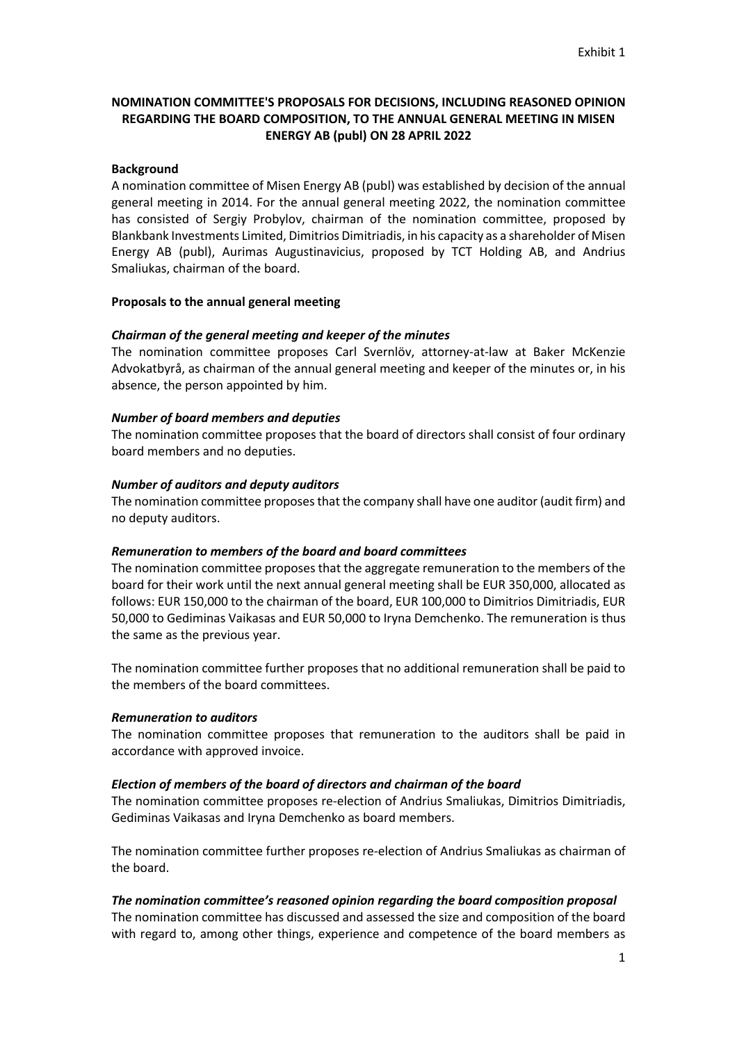Exhibit 1

**NOMINATION COMMITTEE'S PROPOSALS FOR DECISIONS, INCLUDING REASONED OPINION REGARDING THE BOARD COMPOSITION, TO THE ANNUAL GENERAL MEETING IN MISEN ENERGY AB (publ) ON 28 APRIL 2022**

**Background**

A nomination committee of Misen Energy AB (publ) was established by decision of the annual general meeting in 2014. For the annual general meeting 2022, the nomination committee has consisted of Sergiy Probylov, chairman of the nomination committee, proposed by Blankbank Investments Limited, Dimitrios Dimitriadis, in his capacity as a shareholder of Misen Energy AB (publ), Aurimas Augustinavicius, proposed by TCT Holding AB, and Andrius Smaliukas, chairman of the board.

**Proposals to the annual general meeting**

***Chairman of the general meeting and keeper of the minutes***

The nomination committee proposes Carl Svernlöv, attorney-at-law at Baker McKenzie Advokatbyrå, as chairman of the annual general meeting and keeper of the minutes or, in his absence, the person appointed by him.

***Number of board members and deputies***

The nomination committee proposes that the board of directors shall consist of four ordinary board members and no deputies.

***Number of auditors and deputy auditors***

The nomination committee proposes that the company shall have one auditor (audit firm) and no deputy auditors.

***Remuneration to members of the board and board committees***

The nomination committee proposes that the aggregate remuneration to the members of the board for their work until the next annual general meeting shall be EUR 350,000, allocated as follows: EUR 150,000 to the chairman of the board, EUR 100,000 to Dimitrios Dimitriadis, EUR 50,000 to Gediminas Vaikasas and EUR 50,000 to Iryna Demchenko. The remuneration is thus the same as the previous year.

The nomination committee further proposes that no additional remuneration shall be paid to the members of the board committees.

***Remuneration to auditors***

The nomination committee proposes that remuneration to the auditors shall be paid in accordance with approved invoice.

***Election of members of the board of directors and chairman of the board***

The nomination committee proposes re-election of Andrius Smaliukas, Dimitrios Dimitriadis, Gediminas Vaikasas and Iryna Demchenko as board members.

The nomination committee further proposes re-election of Andrius Smaliukas as chairman of the board.

***The nomination committee's reasoned opinion regarding the board composition proposal***

The nomination committee has discussed and assessed the size and composition of the board with regard to, among other things, experience and competence of the board members as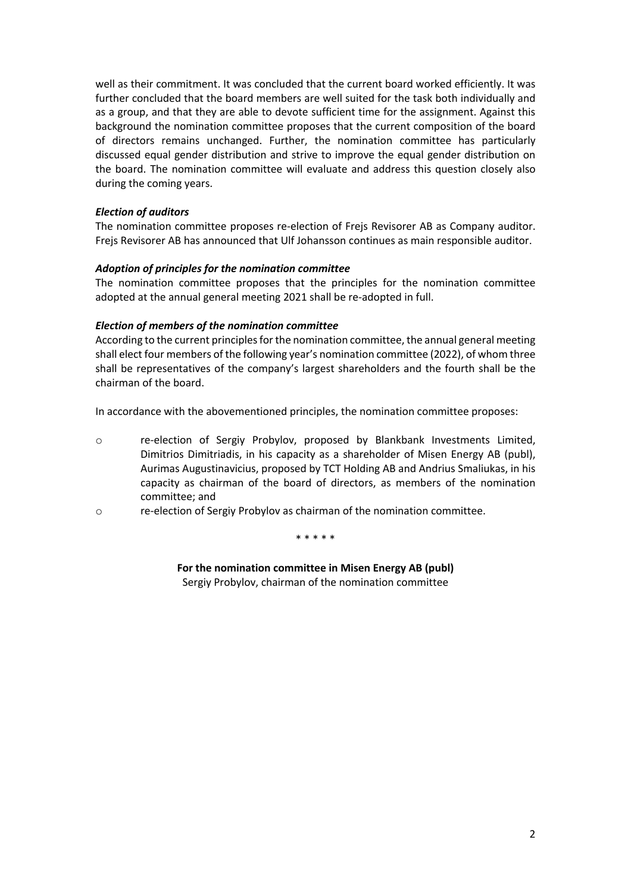well as their commitment. It was concluded that the current board worked efficiently. It was further concluded that the board members are well suited for the task both individually and as a group, and that they are able to devote sufficient time for the assignment. Against this background the nomination committee proposes that the current composition of the board of directors remains unchanged. Further, the nomination committee has particularly discussed equal gender distribution and strive to improve the equal gender distribution on the board. The nomination committee will evaluate and address this question closely also during the coming years.

***Election of auditors***

The nomination committee proposes re-election of Frejs Revisorer AB as Company auditor. Frejs Revisorer AB has announced that Ulf Johansson continues as main responsible auditor.

***Adoption of principles for the nomination committee***

The nomination committee proposes that the principles for the nomination committee adopted at the annual general meeting 2021 shall be re-adopted in full.

***Election of members of the nomination committee***

According to the current principles for the nomination committee, the annual general meeting shall elect four members of the following year's nomination committee (2022), of whom three shall be representatives of the company's largest shareholders and the fourth shall be the chairman of the board.

In accordance with the abovementioned principles, the nomination committee proposes:

- re-election of Sergiy Probylov, proposed by Blankbank Investments Limited, Dimitrios Dimitriadis, in his capacity as a shareholder of Misen Energy AB (publ), Aurimas Augustinavicius, proposed by TCT Holding AB and Andrius Smaliukas, in his capacity as chairman of the board of directors, as members of the nomination committee; and
- re-election of Sergiy Probylov as chairman of the nomination committee.

\* \* \* \* \*

**For the nomination committee in Misen Energy AB (publ)**

Sergiy Probylov, chairman of the nomination committee